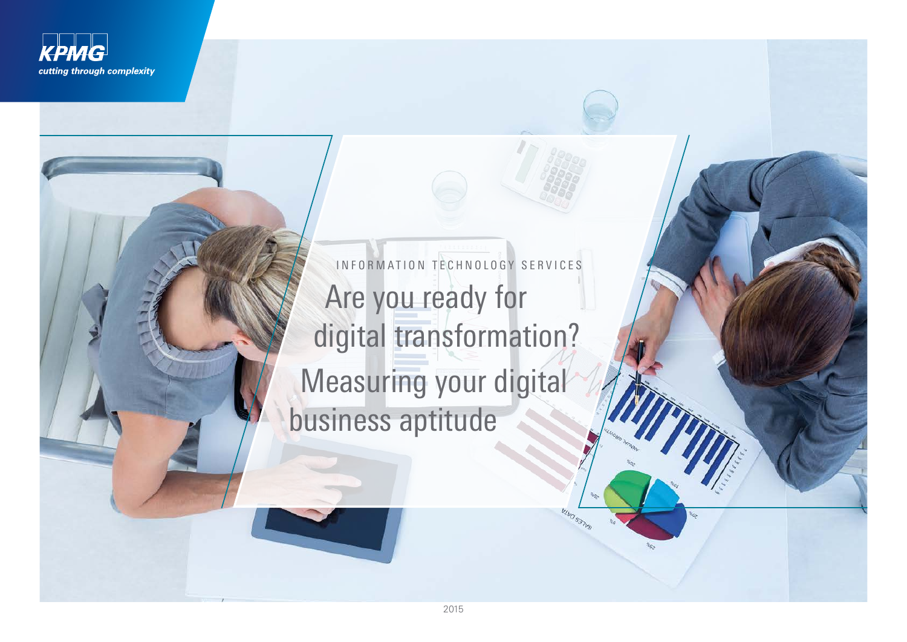KPMG

*cutting through complexity*

INFORMATION TECHNOLOGY SERVICES

# Are you ready for digital transformation?

## Measuring your digital business aptitude

2015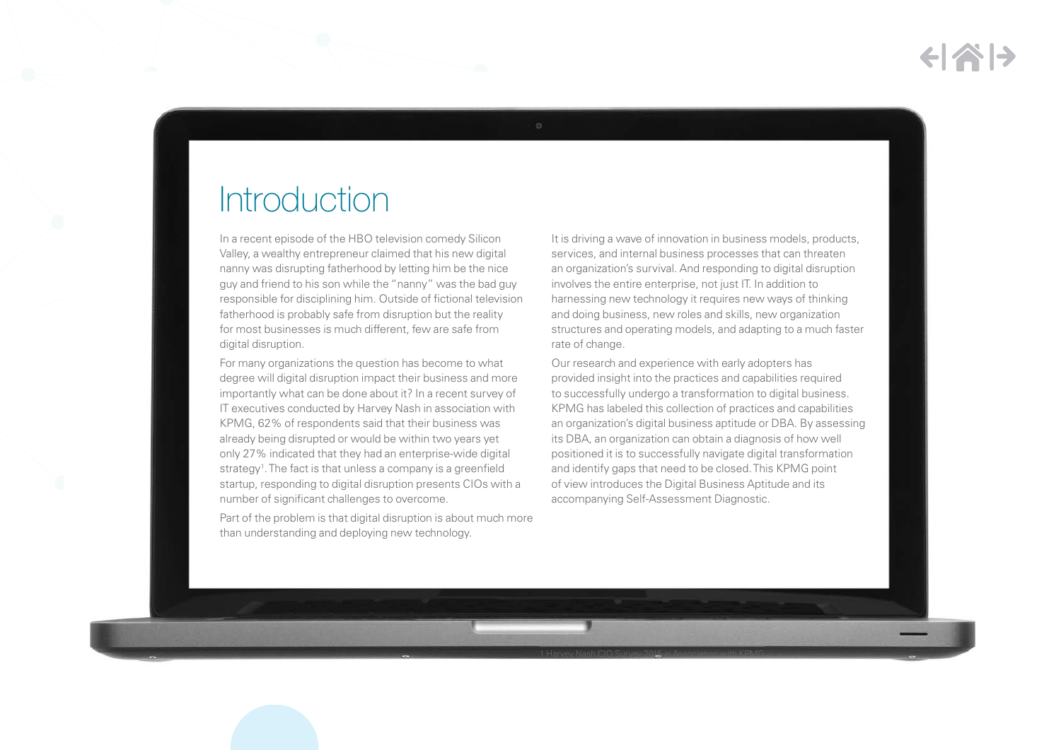# Introduction

In a recent episode of the HBO television comedy Silicon Valley, a wealthy entrepreneur claimed that his new digital nanny was disrupting fatherhood by letting him be the nice guy and friend to his son while the "nanny" was the bad guy responsible for disciplining him. Outside of fictional television fatherhood is probably safe from disruption but the reality for most businesses is much different, few are safe from digital disruption.

For many organizations the question has become to what degree will digital disruption impact their business and more importantly what can be done about it? In a recent survey of IT executives conducted by Harvey Nash in association with KPMG, 62% of respondents said that their business was already being disrupted or would be within two years yet only 27% indicated that they had an enterprise-wide digital strategy[1]. The fact is that unless a company is a greenfield startup, responding to digital disruption presents CIOs with a number of significant challenges to overcome.

Part of the problem is that digital disruption is about much more than understanding and deploying new technology. It is driving a wave of innovation in business models, products, services, and internal business processes that can threaten an organization's survival. And responding to digital disruption involves the entire enterprise, not just IT. In addition to harnessing new technology it requires new ways of thinking and doing business, new roles and skills, new organization structures and operating models, and adapting to a much faster rate of change.

Our research and experience with early adopters has provided insight into the practices and capabilities required to successfully undergo a transformation to digital business. KPMG has labeled this collection of practices and capabilities an organization's digital business aptitude or DBA. By assessing its DBA, an organization can obtain a diagnosis of how well positioned it is to successfully navigate digital transformation and identify gaps that need to be closed. This KPMG point of view introduces the Digital Business Aptitude and its accompanying Self-Assessment Diagnostic.

1 Harvey Nash CIO Survey 2016 in Association with KPMG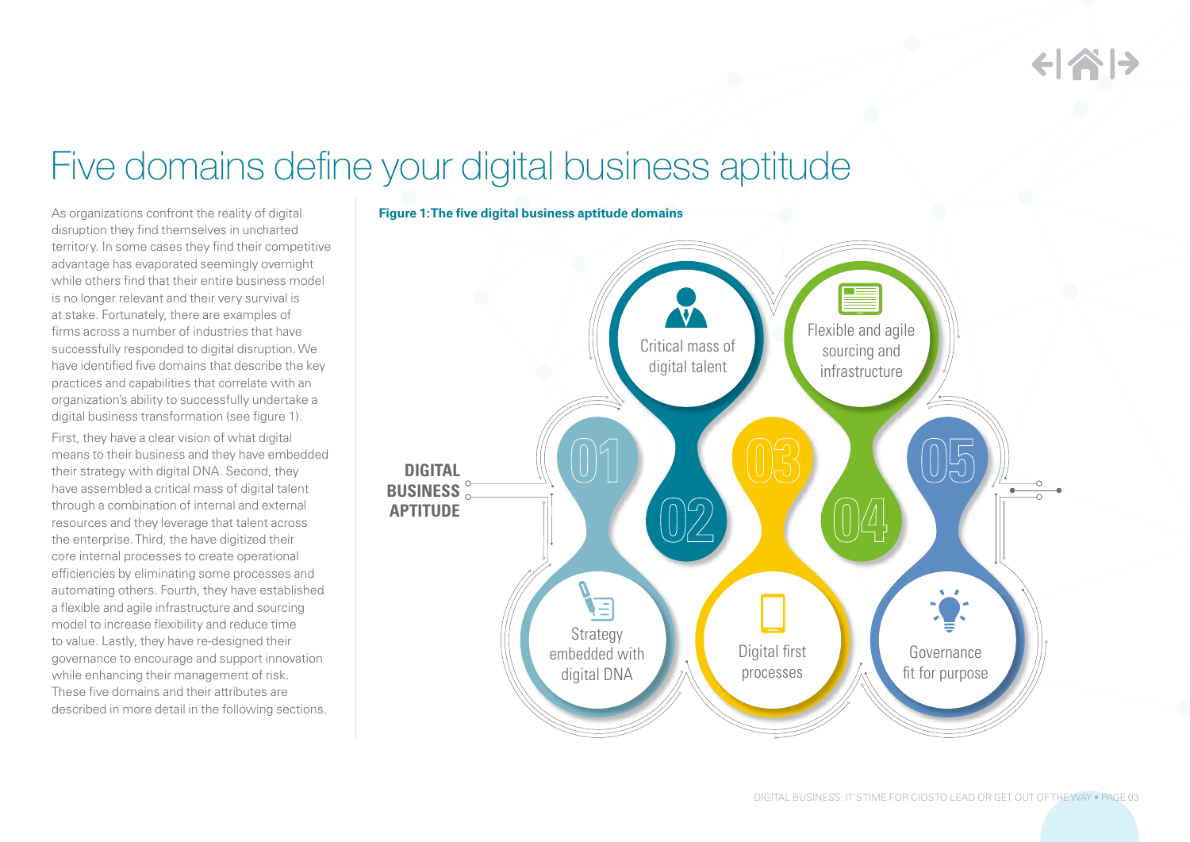# Five domains define your digital business aptitude

As organizations confront the reality of digital disruption they find themselves in uncharted territory. In some cases they find their competitive advantage has evaporated seemingly overnight while others find that their entire business model is no longer relevant and their very survival is at stake. Fortunately, there are examples of firms across a number of industries that have successfully responded to digital disruption. We have identified five domains that describe the key practices and capabilities that correlate with an organization's ability to successfully undertake a digital business transformation (see figure 1).

First, they have a clear vision of what digital means to their business and they have embedded their strategy with digital DNA. Second, they have assembled a critical mass of digital talent through a combination of internal and external resources and they leverage that talent across the enterprise. Third, the have digitized their core internal processes to create operational efficiencies by eliminating some processes and automating others. Fourth, they have established a flexible and agile infrastructure and sourcing model to increase flexibility and reduce time to value. Lastly, they have re-designed their governance to encourage and support innovation while enhancing their management of risk. These five domains and their attributes are described in more detail in the following sections.

**Figure 1: The five digital business aptitude domains**

**DIGITAL BUSINESS APTITUDE**

- 01 Strategy embedded with digital DNA
- 02 Critical mass of digital talent
- 03 Digital first processes
- 04 Flexible and agile sourcing and infrastructure
- 05 Governance fit for purpose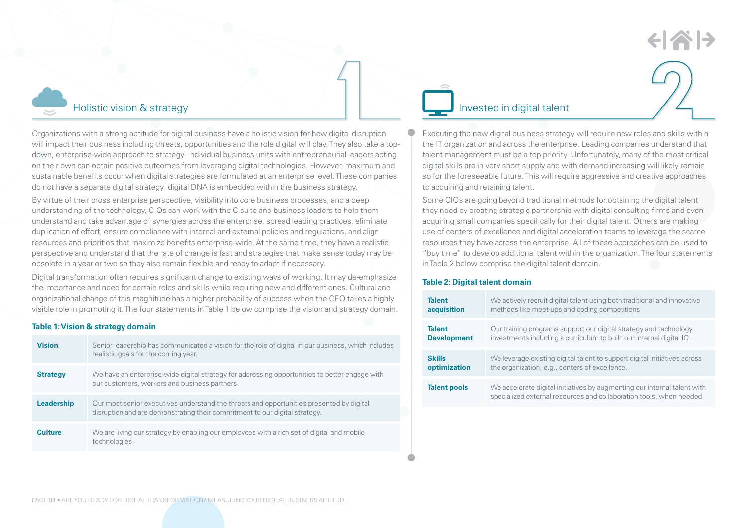## Holistic vision & strategy

Organizations with a strong aptitude for digital business have a holistic vision for how digital disruption will impact their business including threats, opportunities and the role digital will play. They also take a top-down, enterprise-wide approach to strategy. Individual business units with entrepreneurial leaders acting on their own can obtain positive outcomes from leveraging digital technologies. However, maximum and sustainable benefits occur when digital strategies are formulated at an enterprise level. These companies do not have a separate digital strategy; digital DNA is embedded within the business strategy.

By virtue of their cross enterprise perspective, visibility into core business processes, and a deep understanding of the technology, CIOs can work with the C-suite and business leaders to help them understand and take advantage of synergies across the enterprise, spread leading practices, eliminate duplication of effort, ensure compliance with internal and external policies and regulations, and align resources and priorities that maximize benefits enterprise-wide. At the same time, they have a realistic perspective and understand that the rate of change is fast and strategies that make sense today may be obsolete in a year or two so they also remain flexible and ready to adapt if necessary.

Digital transformation often requires significant change to existing ways of working. It may de-emphasize the importance and need for certain roles and skills while requiring new and different ones. Cultural and organizational change of this magnitude has a higher probability of success when the CEO takes a highly visible role in promoting it. The four statements in Table 1 below comprise the vision and strategy domain.

**Table 1: Vision & strategy domain**

| | |
|---|---|
| **Vision** | Senior leadership has communicated a vision for the role of digital in our business, which includes realistic goals for the coming year. |
| **Strategy** | We have an enterprise-wide digital strategy for addressing opportunities to better engage with our customers, workers and business partners. |
| **Leadership** | Our most senior executives understand the threats and opportunities presented by digital disruption and are demonstrating their commitment to our digital strategy. |
| **Culture** | We are living our strategy by enabling our employees with a rich set of digital and mobile technologies. |

## Invested in digital talent

Executing the new digital business strategy will require new roles and skills within the IT organization and across the enterprise. Leading companies understand that talent management must be a top priority. Unfortunately, many of the most critical digital skills are in very short supply and with demand increasing will likely remain so for the foreseeable future. This will require aggressive and creative approaches to acquiring and retaining talent.

Some CIOs are going beyond traditional methods for obtaining the digital talent they need by creating strategic partnership with digital consulting firms and even acquiring small companies specifically for their digital talent. Others are making use of centers of excellence and digital acceleration teams to leverage the scarce resources they have across the enterprise. All of these approaches can be used to "buy time" to develop additional talent within the organization. The four statements in Table 2 below comprise the digital talent domain.

**Table 2: Digital talent domain**

| | |
|---|---|
| **Talent acquisition** | We actively recruit digital talent using both traditional and innovative methods like meet-ups and coding competitions |
| **Talent Development** | Our training programs support our digital strategy and technology investments including a curriculum to build our internal digital IQ. |
| **Skills optimization** | We leverage existing digital talent to support digital initiatives across the organization, e.g., centers of excellence. |
| **Talent pools** | We accelerate digital initiatives by augmenting our internal talent with specialized external resources and collaboration tools, when needed. |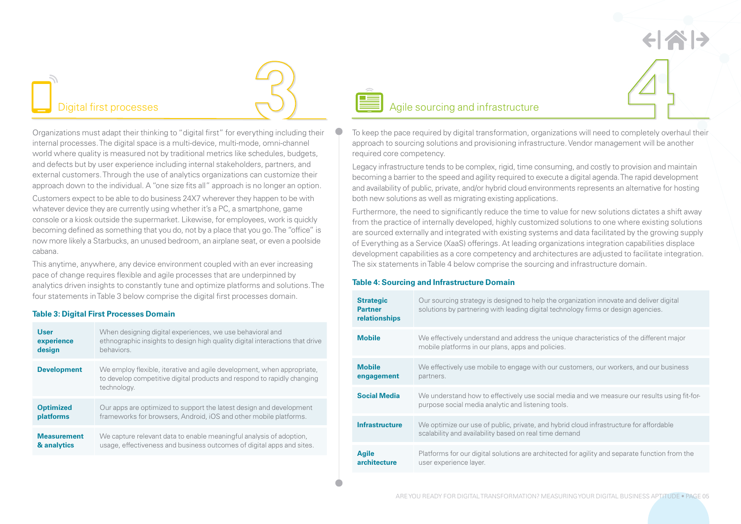## 3 Digital first processes

Organizations must adapt their thinking to "digital first" for everything including their internal processes. The digital space is a multi-device, multi-mode, omni-channel world where quality is measured not by traditional metrics like schedules, budgets, and defects but by user experience including internal stakeholders, partners, and external customers. Through the use of analytics organizations can customize their approach down to the individual. A "one size fits all" approach is no longer an option.

Customers expect to be able to do business 24X7 wherever they happen to be with whatever device they are currently using whether it's a PC, a smartphone, game console or a kiosk outside the supermarket. Likewise, for employees, work is quickly becoming defined as something that you do, not by a place that you go. The "office" is now more likely a Starbucks, an unused bedroom, an airplane seat, or even a poolside cabana.

This anytime, anywhere, any device environment coupled with an ever increasing pace of change requires flexible and agile processes that are underpinned by analytics driven insights to constantly tune and optimize platforms and solutions. The four statements in Table 3 below comprise the digital first processes domain.

**Table 3: Digital First Processes Domain**

| | |
|---|---|
| **User experience design** | When designing digital experiences, we use behavioral and ethnographic insights to design high quality digital interactions that drive behaviors. |
| **Development** | We employ flexible, iterative and agile development, when appropriate, to develop competitive digital products and respond to rapidly changing technology. |
| **Optimized platforms** | Our apps are optimized to support the latest design and development frameworks for browsers, Android, iOS and other mobile platforms. |
| **Measurement & analytics** | We capture relevant data to enable meaningful analysis of adoption, usage, effectiveness and business outcomes of digital apps and sites. |

## 4 Agile sourcing and infrastructure

To keep the pace required by digital transformation, organizations will need to completely overhaul their approach to sourcing solutions and provisioning infrastructure. Vendor management will be another required core competency.

Legacy infrastructure tends to be complex, rigid, time consuming, and costly to provision and maintain becoming a barrier to the speed and agility required to execute a digital agenda. The rapid development and availability of public, private, and/or hybrid cloud environments represents an alternative for hosting both new solutions as well as migrating existing applications.

Furthermore, the need to significantly reduce the time to value for new solutions dictates a shift away from the practice of internally developed, highly customized solutions to one where existing solutions are sourced externally and integrated with existing systems and data facilitated by the growing supply of Everything as a Service (XaaS) offerings. At leading organizations integration capabilities displace development capabilities as a core competency and architectures are adjusted to facilitate integration. The six statements in Table 4 below comprise the sourcing and infrastructure domain.

**Table 4: Sourcing and Infrastructure Domain**

| | |
|---|---|
| **Strategic Partner relationships** | Our sourcing strategy is designed to help the organization innovate and deliver digital solutions by partnering with leading digital technology firms or design agencies. |
| **Mobile** | We effectively understand and address the unique characteristics of the different major mobile platforms in our plans, apps and policies. |
| **Mobile engagement** | We effectively use mobile to engage with our customers, our workers, and our business partners. |
| **Social Media** | We understand how to effectively use social media and we measure our results using fit-for-purpose social media analytic and listening tools. |
| **Infrastructure** | We optimize our use of public, private, and hybrid cloud infrastructure for affordable scalability and availability based on real time demand |
| **Agile architecture** | Platforms for our digital solutions are architected for agility and separate function from the user experience layer. |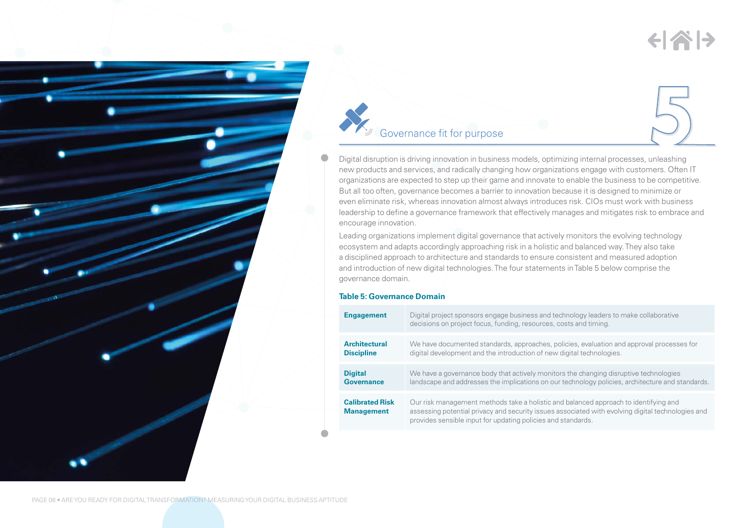## 5 Governance fit for purpose

Digital disruption is driving innovation in business models, optimizing internal processes, unleashing new products and services, and radically changing how organizations engage with customers. Often IT organizations are expected to step up their game and innovate to enable the business to be competitive. But all too often, governance becomes a barrier to innovation because it is designed to minimize or even eliminate risk, whereas innovation almost always introduces risk. CIOs must work with business leadership to define a governance framework that effectively manages and mitigates risk to embrace and encourage innovation.

Leading organizations implement digital governance that actively monitors the evolving technology ecosystem and adapts accordingly approaching risk in a holistic and balanced way. They also take a disciplined approach to architecture and standards to ensure consistent and measured adoption and introduction of new digital technologies. The four statements in Table 5 below comprise the governance domain.

**Table 5: Governance Domain**

| | |
|---|---|
| **Engagement** | Digital project sponsors engage business and technology leaders to make collaborative decisions on project focus, funding, resources, costs and timing. |
| **Architectural Discipline** | We have documented standards, approaches, policies, evaluation and approval processes for digital development and the introduction of new digital technologies. |
| **Digital Governance** | We have a governance body that actively monitors the changing disruptive technologies landscape and addresses the implications on our technology policies, architecture and standards. |
| **Calibrated Risk Management** | Our risk management methods take a holistic and balanced approach to identifying and assessing potential privacy and security issues associated with evolving digital technologies and provides sensible input for updating policies and standards. |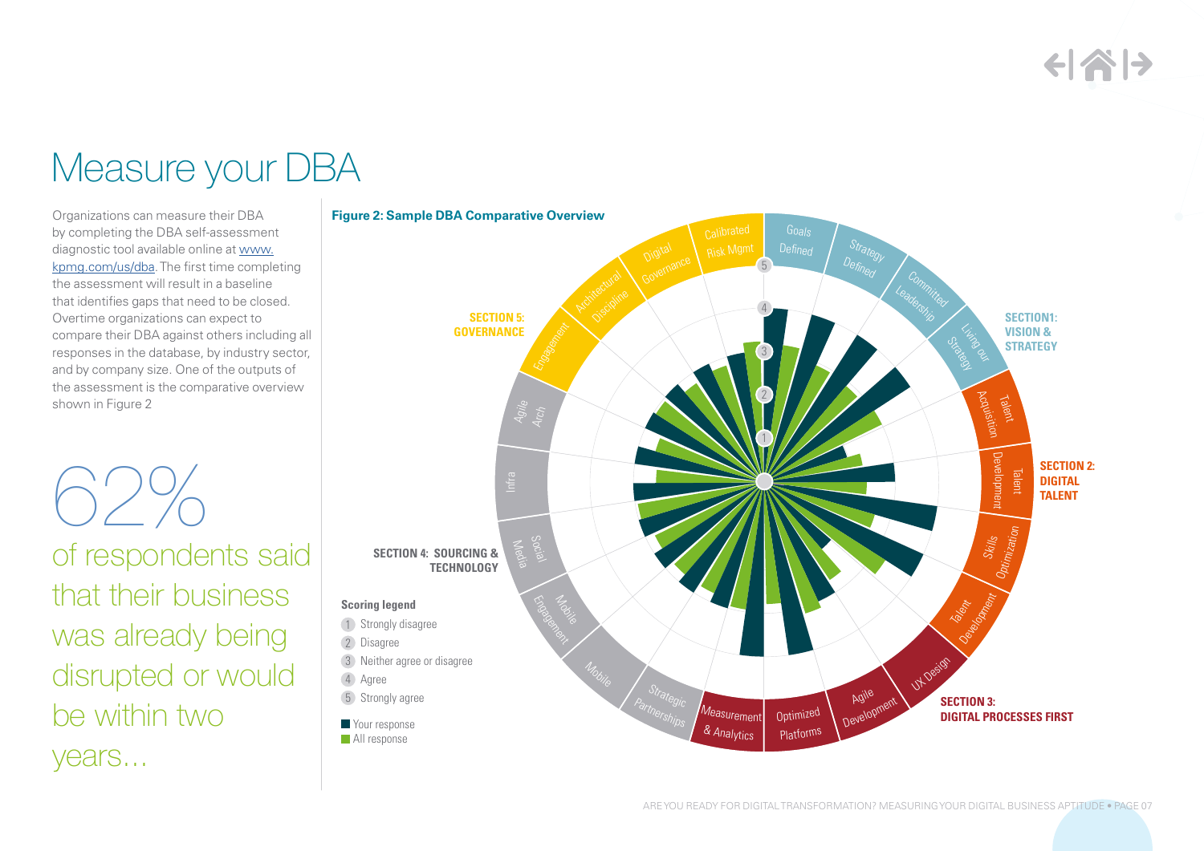# Measure your DBA

Organizations can measure their DBA by completing the DBA self-assessment diagnostic tool available online at www.kpmg.com/us/dba. The first time completing the assessment will result in a baseline that identifies gaps that need to be closed. Overtime organizations can expect to compare their DBA against others including all responses in the database, by industry sector, and by company size. One of the outputs of the assessment is the comparative overview shown in Figure 2

62%

of respondents said that their business was already being disrupted or would be within two years...

**Figure 2: Sample DBA Comparative Overview**

**SECTION1: VISION & STRATEGY**

- Goals Defined
- Strategy Defined
- Committed Leadership
- Living our Strategy

**SECTION 2: DIGITAL TALENT**

- Talent Acquisition
- Talent Development
- Skills Optimization
- Talent Development

**SECTION 3: DIGITAL PROCESSES FIRST**

- UX Design
- Agile Development
- Optimized Platforms
- Measurement & Analytics

**SECTION 4: SOURCING & TECHNOLOGY**

- Strategic Partnerships
- Mobile
- Mobile Engagement
- Social Media
- Infra
- Agile Arch

**SECTION 5: GOVERNANCE**

- Engagement
- Architectural Discipline
- Digital Governance
- Calibrated Risk Mgmt

**Scoring legend**

1. Strongly disagree
2. Disagree
3. Neither agree or disagree
4. Agree
5. Strongly agree

- Your response
- All response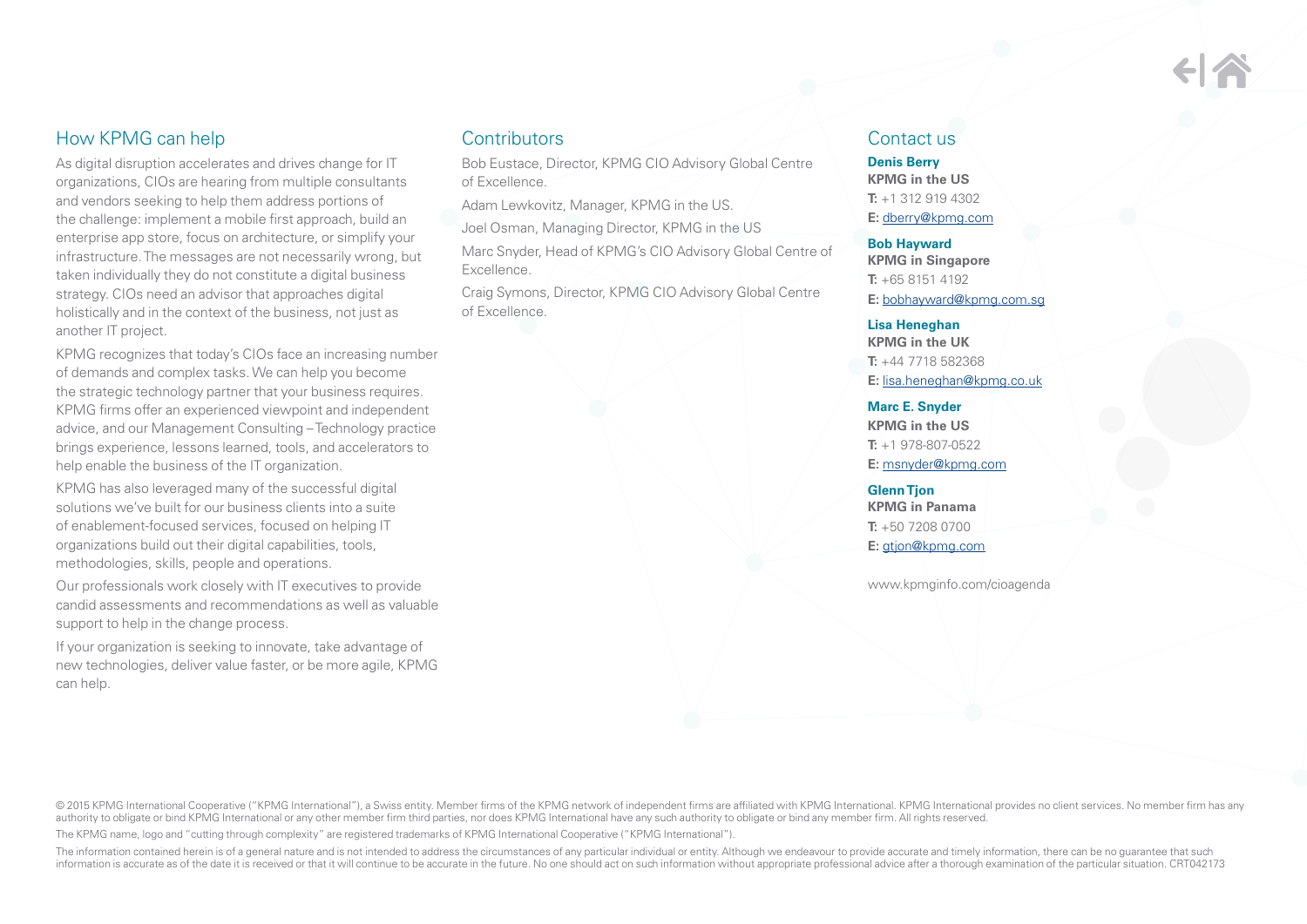## How KPMG can help

As digital disruption accelerates and drives change for IT organizations, CIOs are hearing from multiple consultants and vendors seeking to help them address portions of the challenge: implement a mobile first approach, build an enterprise app store, focus on architecture, or simplify your infrastructure. The messages are not necessarily wrong, but taken individually they do not constitute a digital business strategy. CIOs need an advisor that approaches digital holistically and in the context of the business, not just as another IT project.

KPMG recognizes that today's CIOs face an increasing number of demands and complex tasks. We can help you become the strategic technology partner that your business requires. KPMG firms offer an experienced viewpoint and independent advice, and our Management Consulting – Technology practice brings experience, lessons learned, tools, and accelerators to help enable the business of the IT organization.

KPMG has also leveraged many of the successful digital solutions we've built for our business clients into a suite of enablement-focused services, focused on helping IT organizations build out their digital capabilities, tools, methodologies, skills, people and operations.

Our professionals work closely with IT executives to provide candid assessments and recommendations as well as valuable support to help in the change process.

If your organization is seeking to innovate, take advantage of new technologies, deliver value faster, or be more agile, KPMG can help.

## Contributors

Bob Eustace, Director, KPMG CIO Advisory Global Centre of Excellence.

Adam Lewkovitz, Manager, KPMG in the US.

Joel Osman, Managing Director, KPMG in the US

Marc Snyder, Head of KPMG's CIO Advisory Global Centre of Excellence.

Craig Symons, Director, KPMG CIO Advisory Global Centre of Excellence.

## Contact us

**Denis Berry**
**KPMG in the US**
**T:** +1 312 919 4302
**E:** dberry@kpmg.com

**Bob Hayward**
**KPMG in Singapore**
**T:** +65 8151 4192
**E:** bobhayward@kpmg.com.sg

**Lisa Heneghan**
**KPMG in the UK**
**T:** +44 7718 582368
**E:** lisa.heneghan@kpmg.co.uk

**Marc E. Snyder**
**KPMG in the US**
**T:** +1 978-807-0522
**E:** msnyder@kpmg.com

**Glenn Tjon**
**KPMG in Panama**
**T:** +50 7208 0700
**E:** gtjon@kpmg.com

www.kpmginfo.com/cioagenda

© 2015 KPMG International Cooperative ("KPMG International"), a Swiss entity. Member firms of the KPMG network of independent firms are affiliated with KPMG International. KPMG International provides no client services. No member firm has any authority to obligate or bind KPMG International or any other member firm third parties, nor does KPMG International have any such authority to obligate or bind any member firm. All rights reserved.

The KPMG name, logo and "cutting through complexity" are registered trademarks of KPMG International Cooperative ("KPMG International").

The information contained herein is of a general nature and is not intended to address the circumstances of any particular individual or entity. Although we endeavour to provide accurate and timely information, there can be no guarantee that such information is accurate as of the date it is received or that it will continue to be accurate in the future. No one should act on such information without appropriate professional advice after a thorough examination of the particular situation. CRT042173